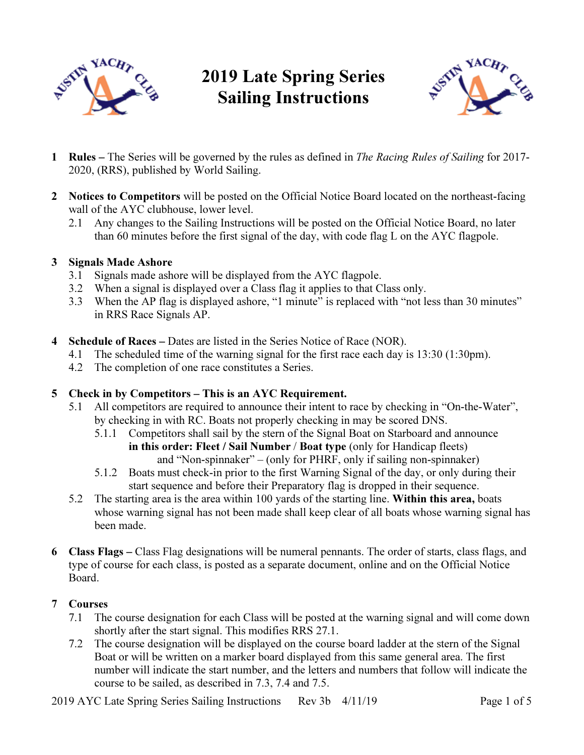# 2019 Late Spring Series Sailing Instructions

**1 Rules –** The Series will be governed by the rules as defined in *The Racing Rules of Sailing* for 2017-2020, (RRS), published by World Sailing.

**2 Notices to Competitors** will be posted on the Official Notice Board located on the northeast-facing wall of the AYC clubhouse, lower level.

- 2.1 Any changes to the Sailing Instructions will be posted on the Official Notice Board, no later than 60 minutes before the first signal of the day, with code flag L on the AYC flagpole.

**3 Signals Made Ashore**

- 3.1 Signals made ashore will be displayed from the AYC flagpole.
- 3.2 When a signal is displayed over a Class flag it applies to that Class only.
- 3.3 When the AP flag is displayed ashore, "1 minute" is replaced with "not less than 30 minutes" in RRS Race Signals AP.

**4 Schedule of Races –** Dates are listed in the Series Notice of Race (NOR).

- 4.1 The scheduled time of the warning signal for the first race each day is 13:30 (1:30pm).
- 4.2 The completion of one race constitutes a Series.

**5 Check in by Competitors – This is an AYC Requirement.**

- 5.1 All competitors are required to announce their intent to race by checking in "On-the-Water", by checking in with RC. Boats not properly checking in may be scored DNS.
  - 5.1.1 Competitors shall sail by the stern of the Signal Boat on Starboard and announce **in this order: Fleet / Sail Number / Boat type** (only for Handicap fleets) and "Non-spinnaker" – (only for PHRF, only if sailing non-spinnaker)
  - 5.1.2 Boats must check-in prior to the first Warning Signal of the day, or only during their start sequence and before their Preparatory flag is dropped in their sequence.
- 5.2 The starting area is the area within 100 yards of the starting line. **Within this area,** boats whose warning signal has not been made shall keep clear of all boats whose warning signal has been made.

**6 Class Flags –** Class Flag designations will be numeral pennants. The order of starts, class flags, and type of course for each class, is posted as a separate document, online and on the Official Notice Board.

**7 Courses**

- 7.1 The course designation for each Class will be posted at the warning signal and will come down shortly after the start signal. This modifies RRS 27.1.
- 7.2 The course designation will be displayed on the course board ladder at the stern of the Signal Boat or will be written on a marker board displayed from this same general area. The first number will indicate the start number, and the letters and numbers that follow will indicate the course to be sailed, as described in 7.3, 7.4 and 7.5.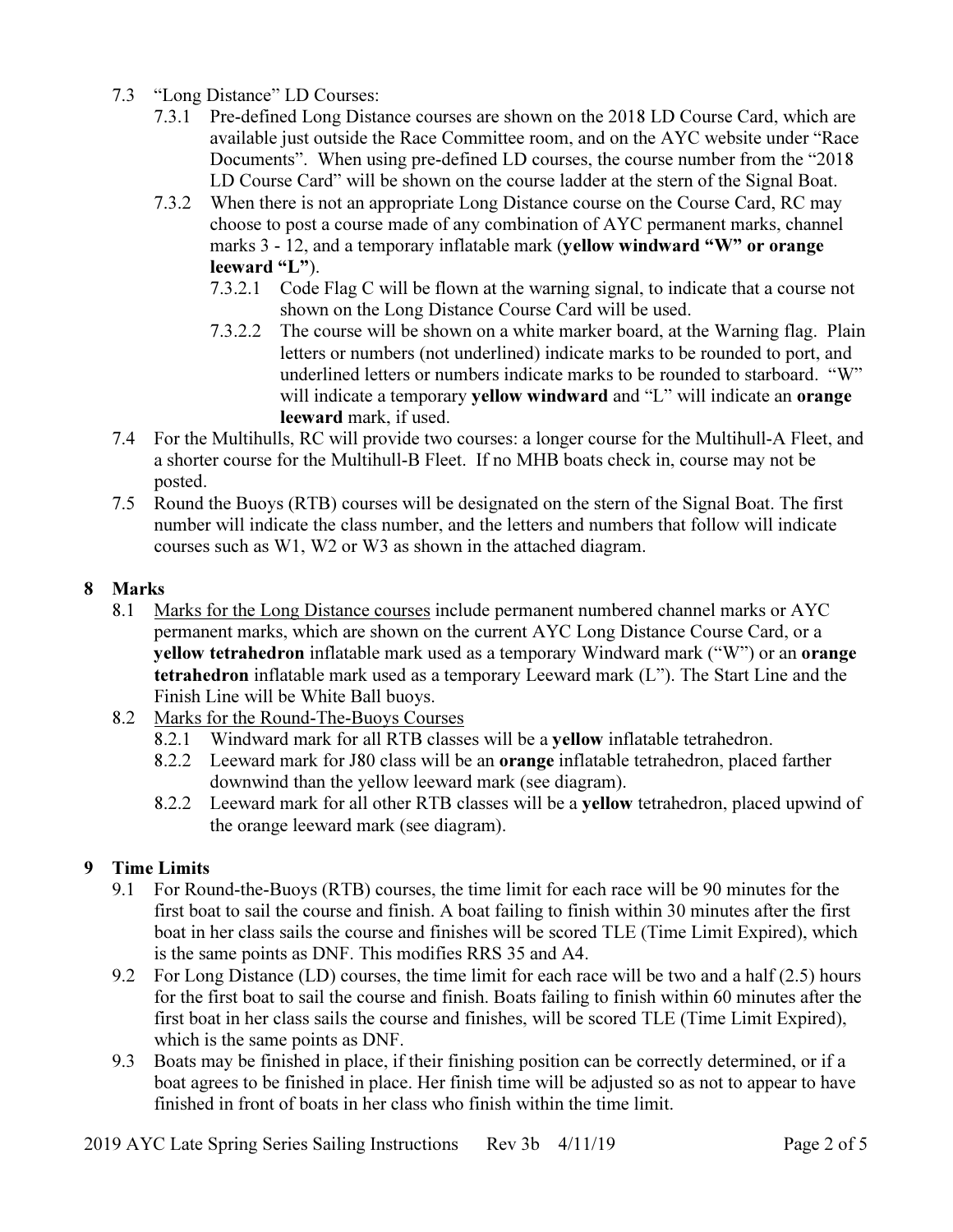- 7.3 "Long Distance" LD Courses:
  - 7.3.1 Pre-defined Long Distance courses are shown on the 2018 LD Course Card, which are available just outside the Race Committee room, and on the AYC website under "Race Documents". When using pre-defined LD courses, the course number from the "2018 LD Course Card" will be shown on the course ladder at the stern of the Signal Boat.
  - 7.3.2 When there is not an appropriate Long Distance course on the Course Card, RC may choose to post a course made of any combination of AYC permanent marks, channel marks 3 - 12, and a temporary inflatable mark (**yellow windward "W" or orange leeward "L"**).
    - 7.3.2.1 Code Flag C will be flown at the warning signal, to indicate that a course not shown on the Long Distance Course Card will be used.
    - 7.3.2.2 The course will be shown on a white marker board, at the Warning flag. Plain letters or numbers (not underlined) indicate marks to be rounded to port, and underlined letters or numbers indicate marks to be rounded to starboard. "W" will indicate a temporary **yellow windward** and "L" will indicate an **orange leeward** mark, if used.
- 7.4 For the Multihulls, RC will provide two courses: a longer course for the Multihull-A Fleet, and a shorter course for the Multihull-B Fleet. If no MHB boats check in, course may not be posted.
- 7.5 Round the Buoys (RTB) courses will be designated on the stern of the Signal Boat. The first number will indicate the class number, and the letters and numbers that follow will indicate courses such as W1, W2 or W3 as shown in the attached diagram.

## 8 Marks

- 8.1 <u>Marks for the Long Distance courses</u> include permanent numbered channel marks or AYC permanent marks, which are shown on the current AYC Long Distance Course Card, or a **yellow tetrahedron** inflatable mark used as a temporary Windward mark ("W") or an **orange tetrahedron** inflatable mark used as a temporary Leeward mark (L"). The Start Line and the Finish Line will be White Ball buoys.
- 8.2 <u>Marks for the Round-The-Buoys Courses</u>
  - 8.2.1 Windward mark for all RTB classes will be a **yellow** inflatable tetrahedron.
  - 8.2.2 Leeward mark for J80 class will be an **orange** inflatable tetrahedron, placed farther downwind than the yellow leeward mark (see diagram).
  - 8.2.2 Leeward mark for all other RTB classes will be a **yellow** tetrahedron, placed upwind of the orange leeward mark (see diagram).

## 9 Time Limits

- 9.1 For Round-the-Buoys (RTB) courses, the time limit for each race will be 90 minutes for the first boat to sail the course and finish. A boat failing to finish within 30 minutes after the first boat in her class sails the course and finishes will be scored TLE (Time Limit Expired), which is the same points as DNF. This modifies RRS 35 and A4.
- 9.2 For Long Distance (LD) courses, the time limit for each race will be two and a half (2.5) hours for the first boat to sail the course and finish. Boats failing to finish within 60 minutes after the first boat in her class sails the course and finishes, will be scored TLE (Time Limit Expired), which is the same points as DNF.
- 9.3 Boats may be finished in place, if their finishing position can be correctly determined, or if a boat agrees to be finished in place. Her finish time will be adjusted so as not to appear to have finished in front of boats in her class who finish within the time limit.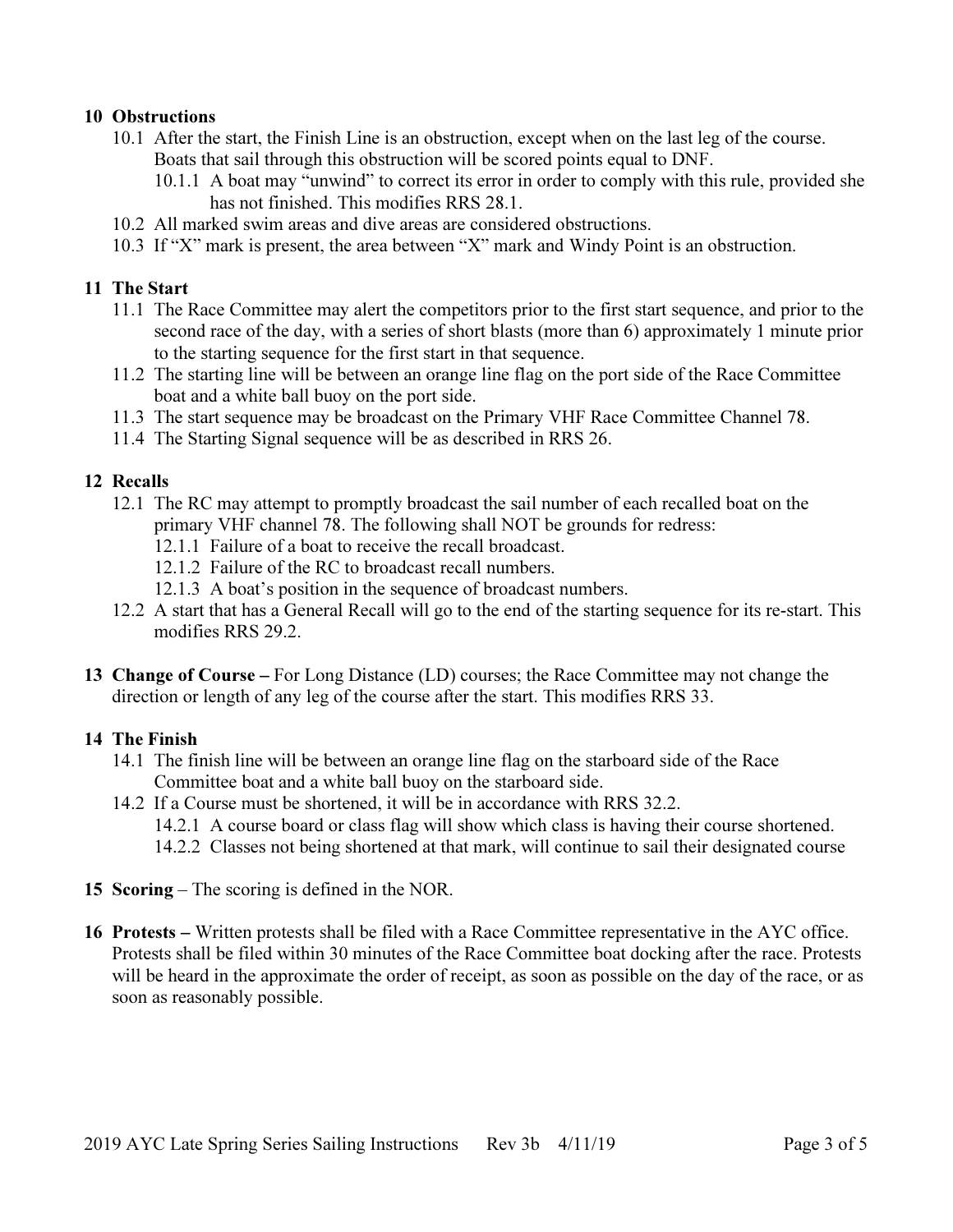## 10 Obstructions

10.1 After the start, the Finish Line is an obstruction, except when on the last leg of the course. Boats that sail through this obstruction will be scored points equal to DNF.

10.1.1 A boat may "unwind" to correct its error in order to comply with this rule, provided she has not finished. This modifies RRS 28.1.

10.2 All marked swim areas and dive areas are considered obstructions.

10.3 If "X" mark is present, the area between "X" mark and Windy Point is an obstruction.

## 11 The Start

11.1 The Race Committee may alert the competitors prior to the first start sequence, and prior to the second race of the day, with a series of short blasts (more than 6) approximately 1 minute prior to the starting sequence for the first start in that sequence.

11.2 The starting line will be between an orange line flag on the port side of the Race Committee boat and a white ball buoy on the port side.

11.3 The start sequence may be broadcast on the Primary VHF Race Committee Channel 78.

11.4 The Starting Signal sequence will be as described in RRS 26.

## 12 Recalls

12.1 The RC may attempt to promptly broadcast the sail number of each recalled boat on the primary VHF channel 78. The following shall NOT be grounds for redress:

12.1.1 Failure of a boat to receive the recall broadcast.

12.1.2 Failure of the RC to broadcast recall numbers.

12.1.3 A boat's position in the sequence of broadcast numbers.

12.2 A start that has a General Recall will go to the end of the starting sequence for its re-start. This modifies RRS 29.2.

**13 Change of Course –** For Long Distance (LD) courses; the Race Committee may not change the direction or length of any leg of the course after the start. This modifies RRS 33.

## 14 The Finish

14.1 The finish line will be between an orange line flag on the starboard side of the Race Committee boat and a white ball buoy on the starboard side.

14.2 If a Course must be shortened, it will be in accordance with RRS 32.2.

14.2.1 A course board or class flag will show which class is having their course shortened.

14.2.2 Classes not being shortened at that mark, will continue to sail their designated course

**15 Scoring** – The scoring is defined in the NOR.

**16 Protests –** Written protests shall be filed with a Race Committee representative in the AYC office. Protests shall be filed within 30 minutes of the Race Committee boat docking after the race. Protests will be heard in the approximate the order of receipt, as soon as possible on the day of the race, or as soon as reasonably possible.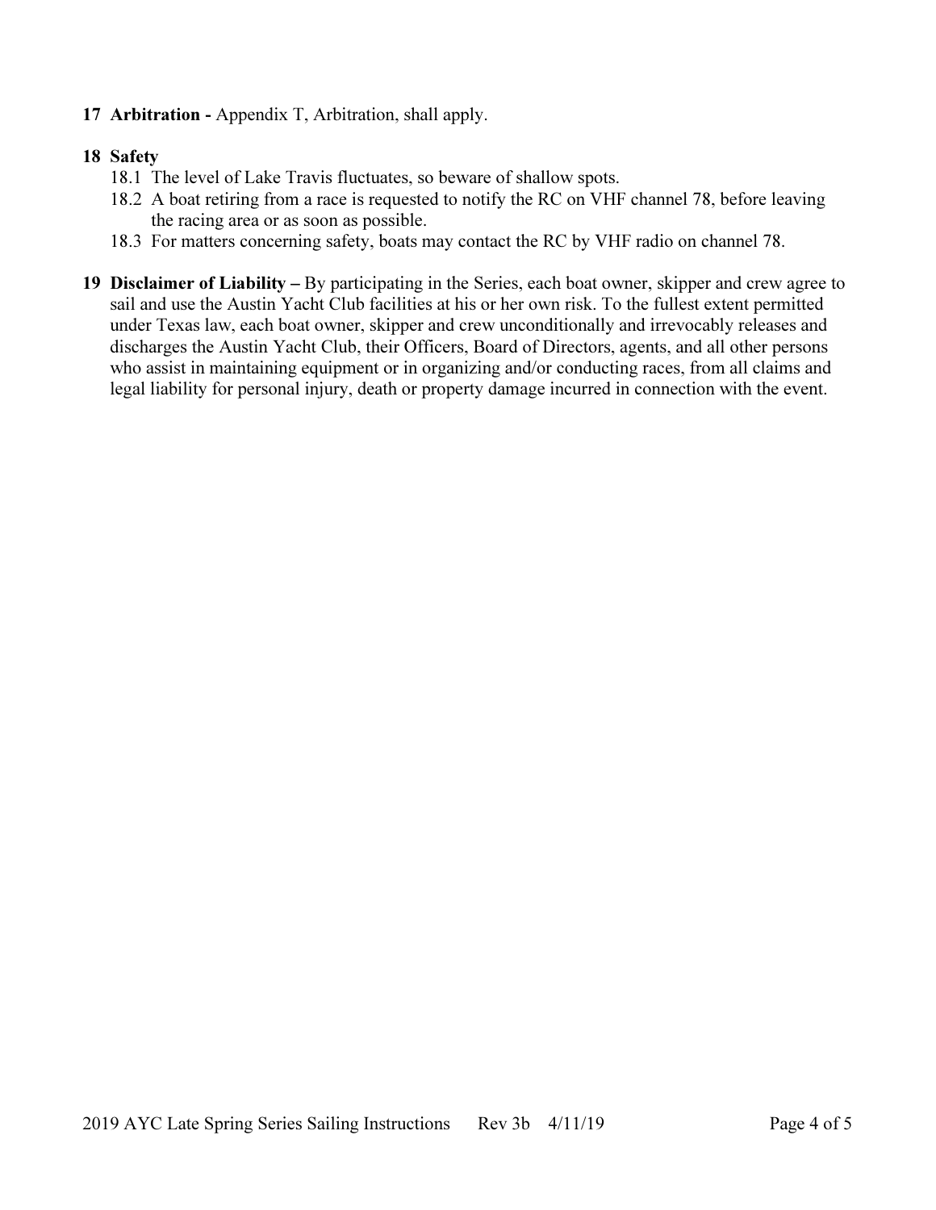**17 Arbitration -** Appendix T, Arbitration, shall apply.

**18 Safety**

18.1 The level of Lake Travis fluctuates, so beware of shallow spots.

18.2 A boat retiring from a race is requested to notify the RC on VHF channel 78, before leaving the racing area or as soon as possible.

18.3 For matters concerning safety, boats may contact the RC by VHF radio on channel 78.

**19 Disclaimer of Liability –** By participating in the Series, each boat owner, skipper and crew agree to sail and use the Austin Yacht Club facilities at his or her own risk. To the fullest extent permitted under Texas law, each boat owner, skipper and crew unconditionally and irrevocably releases and discharges the Austin Yacht Club, their Officers, Board of Directors, agents, and all other persons who assist in maintaining equipment or in organizing and/or conducting races, from all claims and legal liability for personal injury, death or property damage incurred in connection with the event.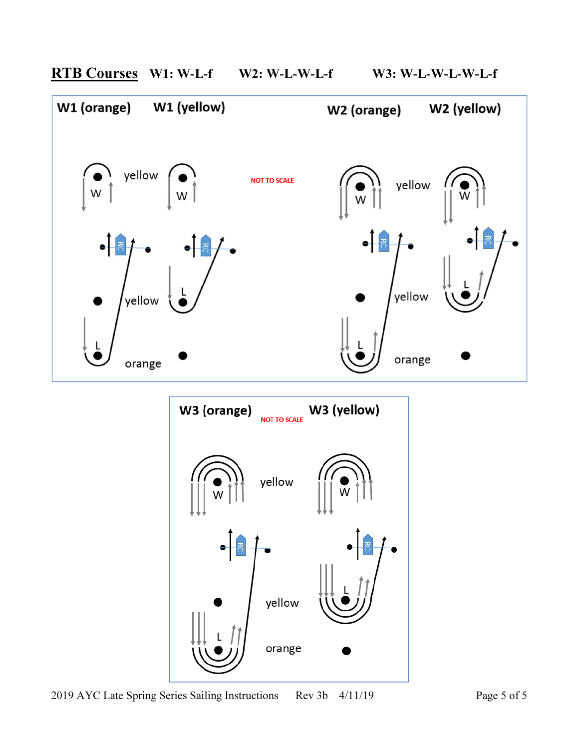# RTB Courses  W1: W-L-f  W2: W-L-W-L-f  W3: W-L-W-L-W-L-f

W1 (orange)

W1 (yellow)

W2 (orange)

W2 (yellow)

NOT TO SCALE

yellow

W

RC

yellow

L

orange

W3 (orange)

W3 (yellow)

NOT TO SCALE

yellow

W

RC

yellow

L

orange

2019 AYC Late Spring Series Sailing Instructions Rev 3b 4/11/19